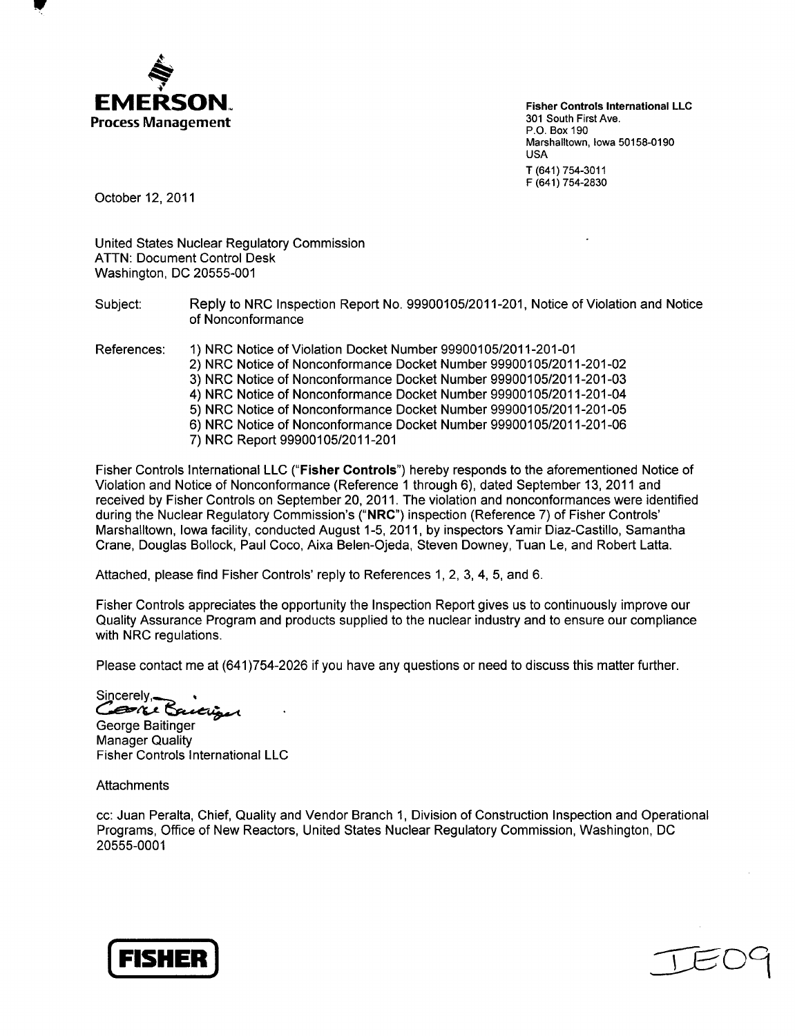**EMERSON.**
**Process Management**

**Fisher Controls International LLC**
301 South First Ave.
P.O. Box 190
Marshalltown, Iowa 50158-0190
USA
T (641) 754-3011
F (641) 754-2830

October 12, 2011

United States Nuclear Regulatory Commission
ATTN: Document Control Desk
Washington, DC 20555-001

Subject: Reply to NRC Inspection Report No. 99900105/2011-201, Notice of Violation and Notice of Nonconformance

References:
1) NRC Notice of Violation Docket Number 99900105/2011-201-01
2) NRC Notice of Nonconformance Docket Number 99900105/2011-201-02
3) NRC Notice of Nonconformance Docket Number 99900105/2011-201-03
4) NRC Notice of Nonconformance Docket Number 99900105/2011-201-04
5) NRC Notice of Nonconformance Docket Number 99900105/2011-201-05
6) NRC Notice of Nonconformance Docket Number 99900105/2011-201-06
7) NRC Report 99900105/2011-201

Fisher Controls International LLC ("**Fisher Controls**") hereby responds to the aforementioned Notice of Violation and Notice of Nonconformance (Reference 1 through 6), dated September 13, 2011 and received by Fisher Controls on September 20, 2011. The violation and nonconformances were identified during the Nuclear Regulatory Commission's ("**NRC**") inspection (Reference 7) of Fisher Controls' Marshalltown, Iowa facility, conducted August 1-5, 2011, by inspectors Yamir Diaz-Castillo, Samantha Crane, Douglas Bollock, Paul Coco, Aixa Belen-Ojeda, Steven Downey, Tuan Le, and Robert Latta.

Attached, please find Fisher Controls' reply to References 1, 2, 3, 4, 5, and 6.

Fisher Controls appreciates the opportunity the Inspection Report gives us to continuously improve our Quality Assurance Program and products supplied to the nuclear industry and to ensure our compliance with NRC regulations.

Please contact me at (641)754-2026 if you have any questions or need to discuss this matter further.

Sincerely,

George Baitinger
Manager Quality
Fisher Controls International LLC

Attachments

cc: Juan Peralta, Chief, Quality and Vendor Branch 1, Division of Construction Inspection and Operational Programs, Office of New Reactors, United States Nuclear Regulatory Commission, Washington, DC 20555-0001

FISHER

IE09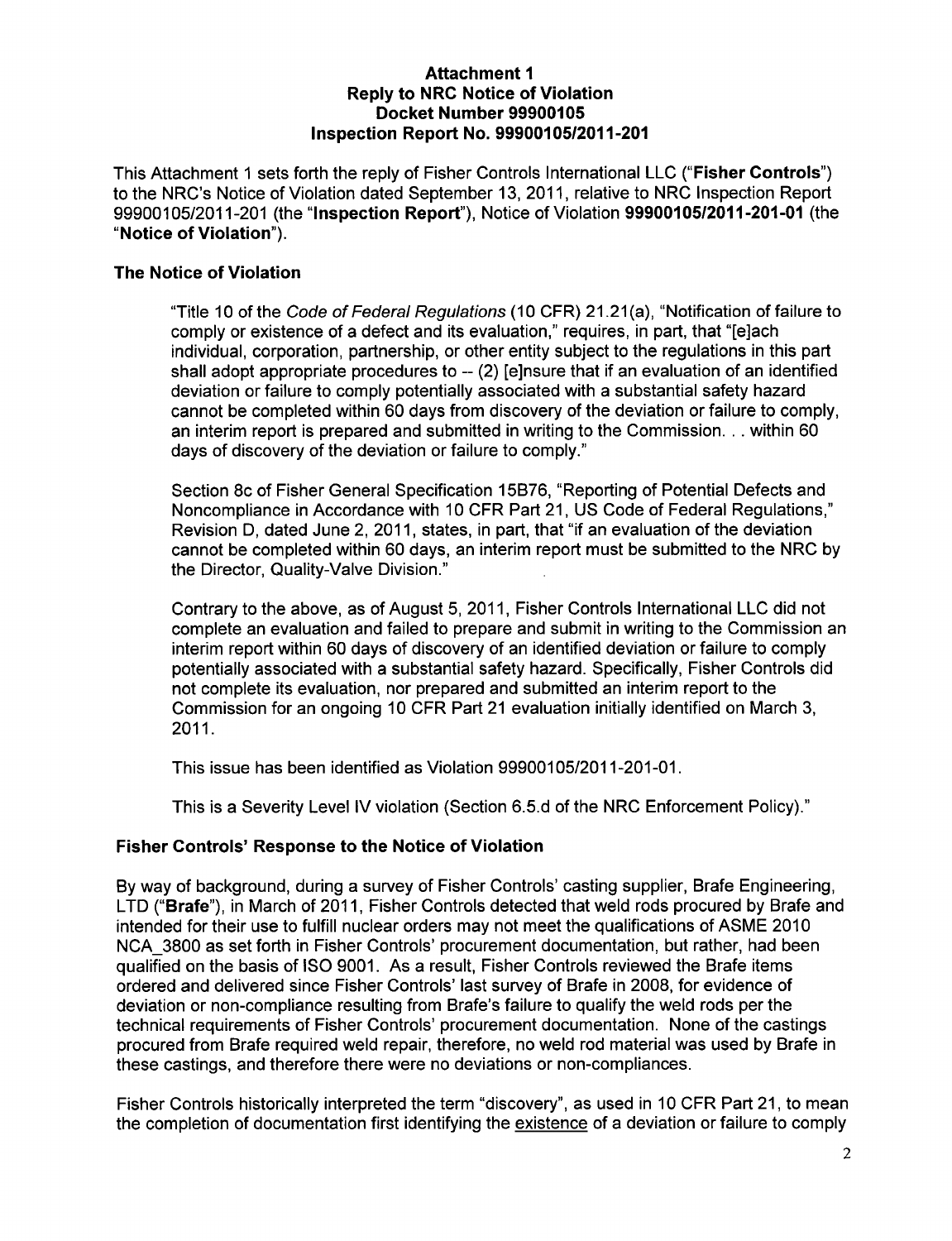**Attachment 1**
**Reply to NRC Notice of Violation**
**Docket Number 99900105**
**Inspection Report No. 99900105/2011-201**

This Attachment 1 sets forth the reply of Fisher Controls International LLC ("**Fisher Controls**") to the NRC's Notice of Violation dated September 13, 2011, relative to NRC Inspection Report 99900105/2011-201 (the "**Inspection Report**"), Notice of Violation **99900105/2011-201-01** (the "**Notice of Violation**").

## The Notice of Violation

> "Title 10 of the *Code of Federal Regulations* (10 CFR) 21.21(a), "Notification of failure to comply or existence of a defect and its evaluation," requires, in part, that "[e]ach individual, corporation, partnership, or other entity subject to the regulations in this part shall adopt appropriate procedures to -- (2) [e]nsure that if an evaluation of an identified deviation or failure to comply potentially associated with a substantial safety hazard cannot be completed within 60 days from discovery of the deviation or failure to comply, an interim report is prepared and submitted in writing to the Commission. . . within 60 days of discovery of the deviation or failure to comply."
>
> Section 8c of Fisher General Specification 15B76, "Reporting of Potential Defects and Noncompliance in Accordance with 10 CFR Part 21, US Code of Federal Regulations," Revision D, dated June 2, 2011, states, in part, that "if an evaluation of the deviation cannot be completed within 60 days, an interim report must be submitted to the NRC by the Director, Quality-Valve Division."
>
> Contrary to the above, as of August 5, 2011, Fisher Controls International LLC did not complete an evaluation and failed to prepare and submit in writing to the Commission an interim report within 60 days of discovery of an identified deviation or failure to comply potentially associated with a substantial safety hazard. Specifically, Fisher Controls did not complete its evaluation, nor prepared and submitted an interim report to the Commission for an ongoing 10 CFR Part 21 evaluation initially identified on March 3, 2011.
>
> This issue has been identified as Violation 99900105/2011-201-01.
>
> This is a Severity Level IV violation (Section 6.5.d of the NRC Enforcement Policy)."

## Fisher Controls' Response to the Notice of Violation

By way of background, during a survey of Fisher Controls' casting supplier, Brafe Engineering, LTD ("**Brafe**"), in March of 2011, Fisher Controls detected that weld rods procured by Brafe and intended for their use to fulfill nuclear orders may not meet the qualifications of ASME 2010 NCA_3800 as set forth in Fisher Controls' procurement documentation, but rather, had been qualified on the basis of ISO 9001. As a result, Fisher Controls reviewed the Brafe items ordered and delivered since Fisher Controls' last survey of Brafe in 2008, for evidence of deviation or non-compliance resulting from Brafe's failure to qualify the weld rods per the technical requirements of Fisher Controls' procurement documentation. None of the castings procured from Brafe required weld repair, therefore, no weld rod material was used by Brafe in these castings, and therefore there were no deviations or non-compliances.

Fisher Controls historically interpreted the term "discovery", as used in 10 CFR Part 21, to mean the completion of documentation first identifying the existence of a deviation or failure to comply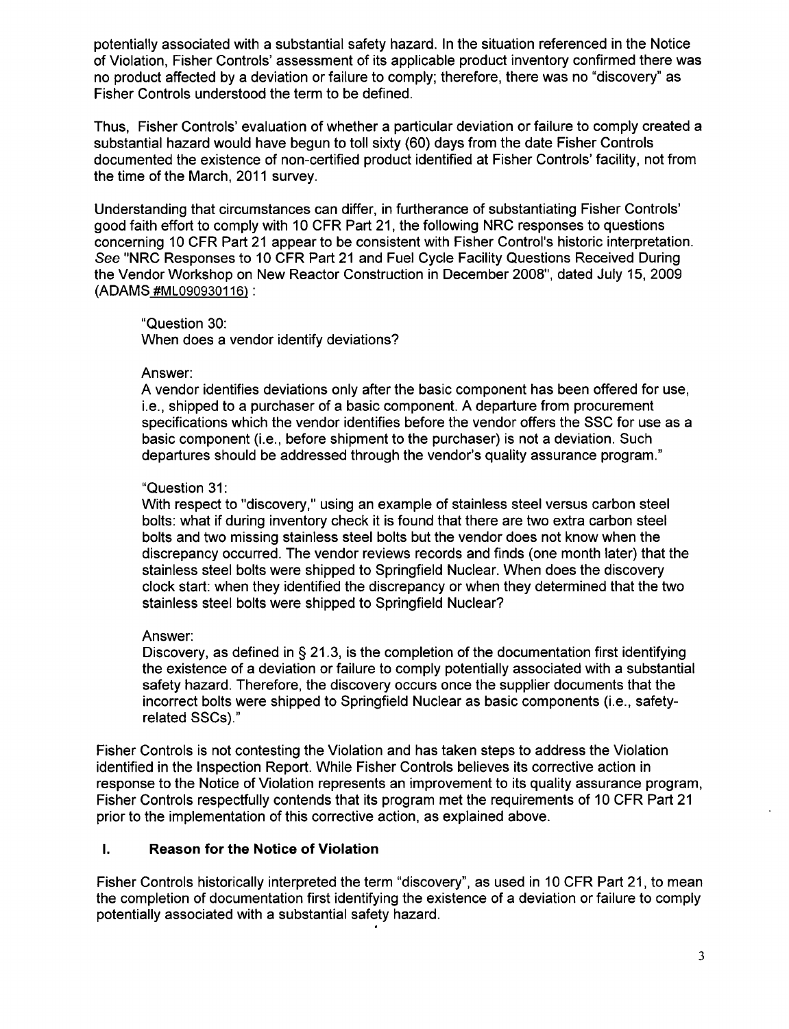potentially associated with a substantial safety hazard. In the situation referenced in the Notice of Violation, Fisher Controls' assessment of its applicable product inventory confirmed there was no product affected by a deviation or failure to comply; therefore, there was no "discovery" as Fisher Controls understood the term to be defined.

Thus, Fisher Controls' evaluation of whether a particular deviation or failure to comply created a substantial hazard would have begun to toll sixty (60) days from the date Fisher Controls documented the existence of non-certified product identified at Fisher Controls' facility, not from the time of the March, 2011 survey.

Understanding that circumstances can differ, in furtherance of substantiating Fisher Controls' good faith effort to comply with 10 CFR Part 21, the following NRC responses to questions concerning 10 CFR Part 21 appear to be consistent with Fisher Control's historic interpretation. *See* "NRC Responses to 10 CFR Part 21 and Fuel Cycle Facility Questions Received During the Vendor Workshop on New Reactor Construction in December 2008", dated July 15, 2009 (ADAMS #ML090930116) :

> "Question 30:
> When does a vendor identify deviations?
>
> Answer:
> A vendor identifies deviations only after the basic component has been offered for use, i.e., shipped to a purchaser of a basic component. A departure from procurement specifications which the vendor identifies before the vendor offers the SSC for use as a basic component (i.e., before shipment to the purchaser) is not a deviation. Such departures should be addressed through the vendor's quality assurance program."
>
> "Question 31:
> With respect to "discovery," using an example of stainless steel versus carbon steel bolts: what if during inventory check it is found that there are two extra carbon steel bolts and two missing stainless steel bolts but the vendor does not know when the discrepancy occurred. The vendor reviews records and finds (one month later) that the stainless steel bolts were shipped to Springfield Nuclear. When does the discovery clock start: when they identified the discrepancy or when they determined that the two stainless steel bolts were shipped to Springfield Nuclear?
>
> Answer:
> Discovery, as defined in § 21.3, is the completion of the documentation first identifying the existence of a deviation or failure to comply potentially associated with a substantial safety hazard. Therefore, the discovery occurs once the supplier documents that the incorrect bolts were shipped to Springfield Nuclear as basic components (i.e., safety-related SSCs)."

Fisher Controls is not contesting the Violation and has taken steps to address the Violation identified in the Inspection Report. While Fisher Controls believes its corrective action in response to the Notice of Violation represents an improvement to its quality assurance program, Fisher Controls respectfully contends that its program met the requirements of 10 CFR Part 21 prior to the implementation of this corrective action, as explained above.

## I. Reason for the Notice of Violation

Fisher Controls historically interpreted the term "discovery", as used in 10 CFR Part 21, to mean the completion of documentation first identifying the existence of a deviation or failure to comply potentially associated with a substantial safety hazard.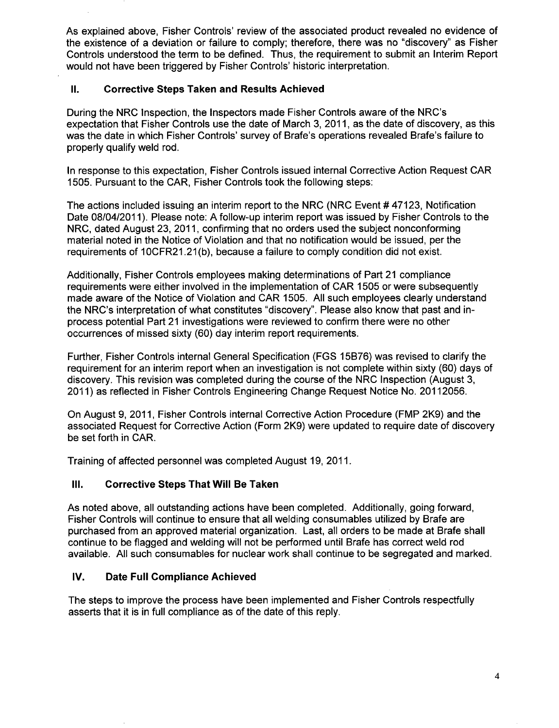As explained above, Fisher Controls' review of the associated product revealed no evidence of the existence of a deviation or failure to comply; therefore, there was no "discovery" as Fisher Controls understood the term to be defined. Thus, the requirement to submit an Interim Report would not have been triggered by Fisher Controls' historic interpretation.

## II. Corrective Steps Taken and Results Achieved

During the NRC Inspection, the Inspectors made Fisher Controls aware of the NRC's expectation that Fisher Controls use the date of March 3, 2011, as the date of discovery, as this was the date in which Fisher Controls' survey of Brafe's operations revealed Brafe's failure to properly qualify weld rod.

In response to this expectation, Fisher Controls issued internal Corrective Action Request CAR 1505. Pursuant to the CAR, Fisher Controls took the following steps:

The actions included issuing an interim report to the NRC (NRC Event # 47123, Notification Date 08/04/2011). Please note: A follow-up interim report was issued by Fisher Controls to the NRC, dated August 23, 2011, confirming that no orders used the subject nonconforming material noted in the Notice of Violation and that no notification would be issued, per the requirements of 10CFR21.21(b), because a failure to comply condition did not exist.

Additionally, Fisher Controls employees making determinations of Part 21 compliance requirements were either involved in the implementation of CAR 1505 or were subsequently made aware of the Notice of Violation and CAR 1505. All such employees clearly understand the NRC's interpretation of what constitutes "discovery". Please also know that past and in-process potential Part 21 investigations were reviewed to confirm there were no other occurrences of missed sixty (60) day interim report requirements.

Further, Fisher Controls internal General Specification (FGS 15B76) was revised to clarify the requirement for an interim report when an investigation is not complete within sixty (60) days of discovery. This revision was completed during the course of the NRC Inspection (August 3, 2011) as reflected in Fisher Controls Engineering Change Request Notice No. 20112056.

On August 9, 2011, Fisher Controls internal Corrective Action Procedure (FMP 2K9) and the associated Request for Corrective Action (Form 2K9) were updated to require date of discovery be set forth in CAR.

Training of affected personnel was completed August 19, 2011.

## III. Corrective Steps That Will Be Taken

As noted above, all outstanding actions have been completed. Additionally, going forward, Fisher Controls will continue to ensure that all welding consumables utilized by Brafe are purchased from an approved material organization. Last, all orders to be made at Brafe shall continue to be flagged and welding will not be performed until Brafe has correct weld rod available. All such consumables for nuclear work shall continue to be segregated and marked.

## IV. Date Full Compliance Achieved

The steps to improve the process have been implemented and Fisher Controls respectfully asserts that it is in full compliance as of the date of this reply.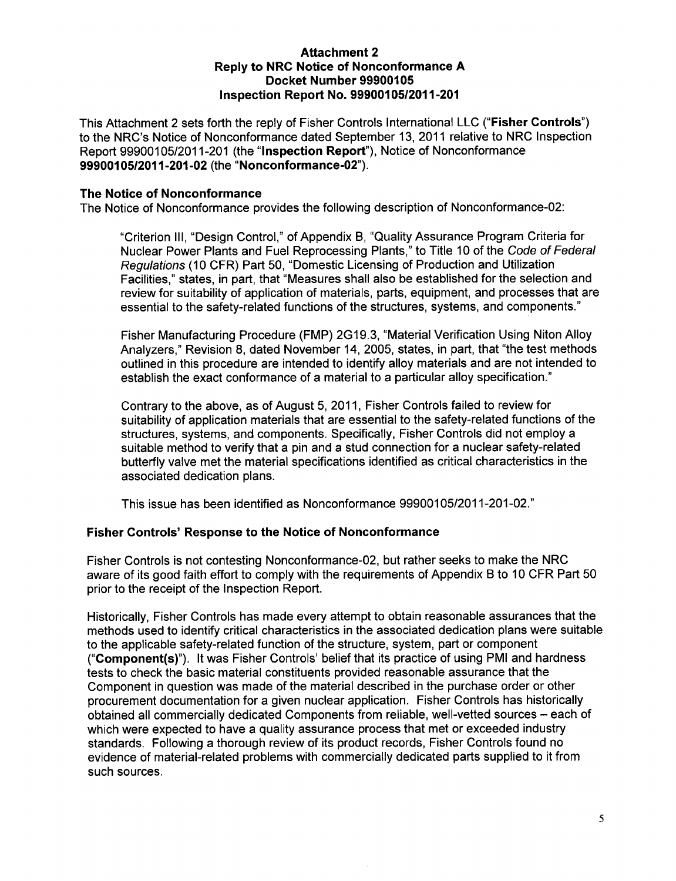**Attachment 2**
**Reply to NRC Notice of Nonconformance A**
**Docket Number 99900105**
**Inspection Report No. 99900105/2011-201**

This Attachment 2 sets forth the reply of Fisher Controls International LLC ("**Fisher Controls**") to the NRC's Notice of Nonconformance dated September 13, 2011 relative to NRC Inspection Report 99900105/2011-201 (the "**Inspection Report**"), Notice of Nonconformance **99900105/2011-201-02** (the "**Nonconformance-02**").

## The Notice of Nonconformance

The Notice of Nonconformance provides the following description of Nonconformance-02:

> "Criterion III, "Design Control," of Appendix B, "Quality Assurance Program Criteria for Nuclear Power Plants and Fuel Reprocessing Plants," to Title 10 of the *Code of Federal Regulations* (10 CFR) Part 50, "Domestic Licensing of Production and Utilization Facilities," states, in part, that "Measures shall also be established for the selection and review for suitability of application of materials, parts, equipment, and processes that are essential to the safety-related functions of the structures, systems, and components."
>
> Fisher Manufacturing Procedure (FMP) 2G19.3, "Material Verification Using Niton Alloy Analyzers," Revision 8, dated November 14, 2005, states, in part, that "the test methods outlined in this procedure are intended to identify alloy materials and are not intended to establish the exact conformance of a material to a particular alloy specification."
>
> Contrary to the above, as of August 5, 2011, Fisher Controls failed to review for suitability of application materials that are essential to the safety-related functions of the structures, systems, and components. Specifically, Fisher Controls did not employ a suitable method to verify that a pin and a stud connection for a nuclear safety-related butterfly valve met the material specifications identified as critical characteristics in the associated dedication plans.
>
> This issue has been identified as Nonconformance 99900105/2011-201-02."

## Fisher Controls' Response to the Notice of Nonconformance

Fisher Controls is not contesting Nonconformance-02, but rather seeks to make the NRC aware of its good faith effort to comply with the requirements of Appendix B to 10 CFR Part 50 prior to the receipt of the Inspection Report.

Historically, Fisher Controls has made every attempt to obtain reasonable assurances that the methods used to identify critical characteristics in the associated dedication plans were suitable to the applicable safety-related function of the structure, system, part or component ("**Component(s)**"). It was Fisher Controls' belief that its practice of using PMI and hardness tests to check the basic material constituents provided reasonable assurance that the Component in question was made of the material described in the purchase order or other procurement documentation for a given nuclear application. Fisher Controls has historically obtained all commercially dedicated Components from reliable, well-vetted sources – each of which were expected to have a quality assurance process that met or exceeded industry standards. Following a thorough review of its product records, Fisher Controls found no evidence of material-related problems with commercially dedicated parts supplied to it from such sources.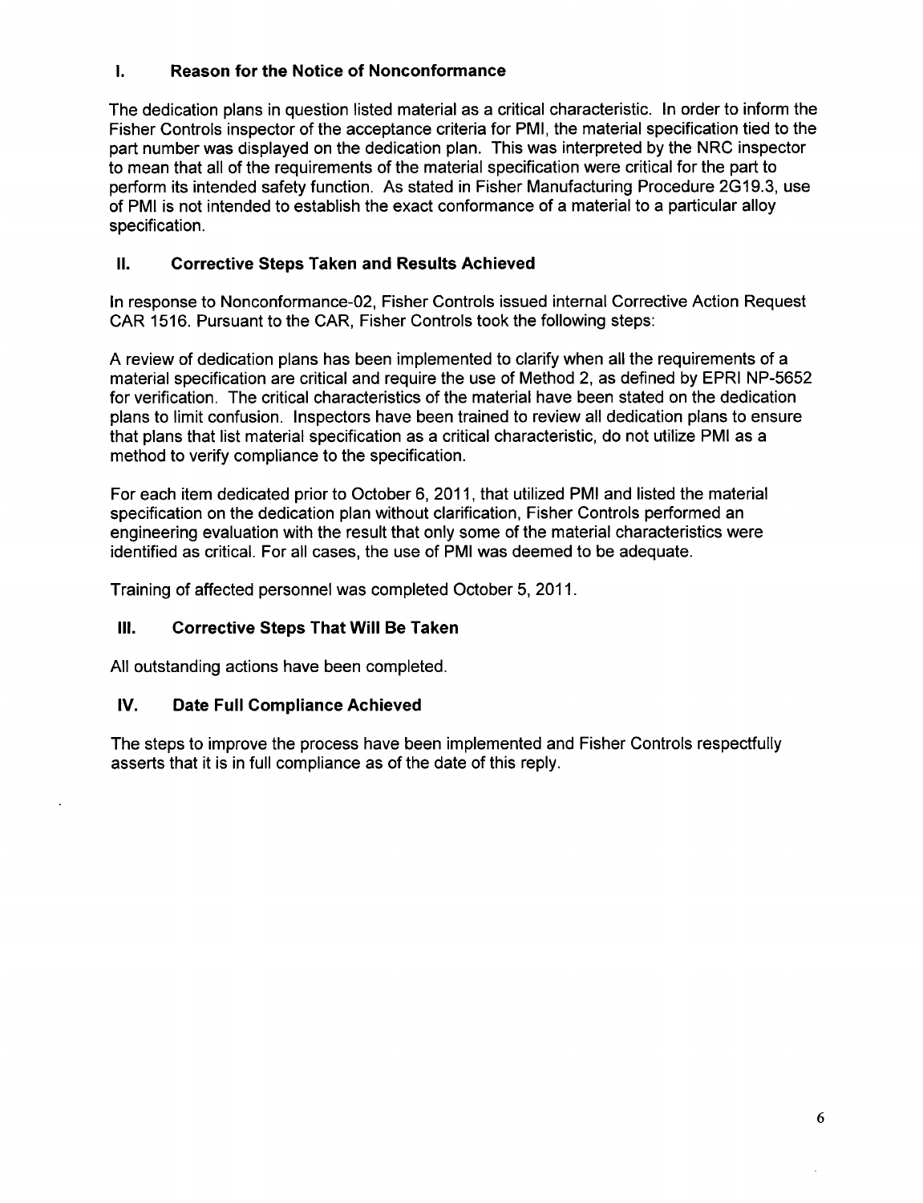## I. Reason for the Notice of Nonconformance

The dedication plans in question listed material as a critical characteristic. In order to inform the Fisher Controls inspector of the acceptance criteria for PMI, the material specification tied to the part number was displayed on the dedication plan. This was interpreted by the NRC inspector to mean that all of the requirements of the material specification were critical for the part to perform its intended safety function. As stated in Fisher Manufacturing Procedure 2G19.3, use of PMI is not intended to establish the exact conformance of a material to a particular alloy specification.

## II. Corrective Steps Taken and Results Achieved

In response to Nonconformance-02, Fisher Controls issued internal Corrective Action Request CAR 1516. Pursuant to the CAR, Fisher Controls took the following steps:

A review of dedication plans has been implemented to clarify when all the requirements of a material specification are critical and require the use of Method 2, as defined by EPRI NP-5652 for verification. The critical characteristics of the material have been stated on the dedication plans to limit confusion. Inspectors have been trained to review all dedication plans to ensure that plans that list material specification as a critical characteristic, do not utilize PMI as a method to verify compliance to the specification.

For each item dedicated prior to October 6, 2011, that utilized PMI and listed the material specification on the dedication plan without clarification, Fisher Controls performed an engineering evaluation with the result that only some of the material characteristics were identified as critical. For all cases, the use of PMI was deemed to be adequate.

Training of affected personnel was completed October 5, 2011.

## III. Corrective Steps That Will Be Taken

All outstanding actions have been completed.

## IV. Date Full Compliance Achieved

The steps to improve the process have been implemented and Fisher Controls respectfully asserts that it is in full compliance as of the date of this reply.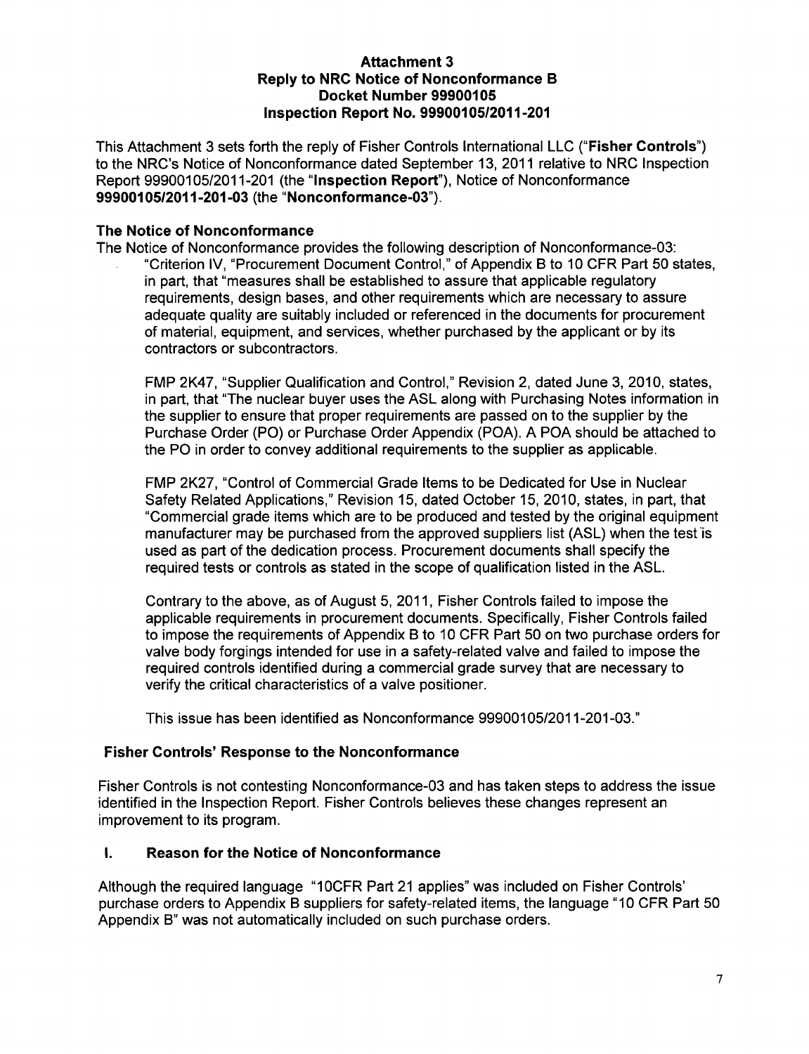**Attachment 3**
**Reply to NRC Notice of Nonconformance B**
**Docket Number 99900105**
**Inspection Report No. 99900105/2011-201**

This Attachment 3 sets forth the reply of Fisher Controls International LLC ("**Fisher Controls**") to the NRC's Notice of Nonconformance dated September 13, 2011 relative to NRC Inspection Report 99900105/2011-201 (the "**Inspection Report**"), Notice of Nonconformance **99900105/2011-201-03** (the "**Nonconformance-03**").

## The Notice of Nonconformance

The Notice of Nonconformance provides the following description of Nonconformance-03:

> "Criterion IV, "Procurement Document Control," of Appendix B to 10 CFR Part 50 states, in part, that "measures shall be established to assure that applicable regulatory requirements, design bases, and other requirements which are necessary to assure adequate quality are suitably included or referenced in the documents for procurement of material, equipment, and services, whether purchased by the applicant or by its contractors or subcontractors.
>
> FMP 2K47, "Supplier Qualification and Control," Revision 2, dated June 3, 2010, states, in part, that "The nuclear buyer uses the ASL along with Purchasing Notes information in the supplier to ensure that proper requirements are passed on to the supplier by the Purchase Order (PO) or Purchase Order Appendix (POA). A POA should be attached to the PO in order to convey additional requirements to the supplier as applicable.
>
> FMP 2K27, "Control of Commercial Grade Items to be Dedicated for Use in Nuclear Safety Related Applications," Revision 15, dated October 15, 2010, states, in part, that "Commercial grade items which are to be produced and tested by the original equipment manufacturer may be purchased from the approved suppliers list (ASL) when the test is used as part of the dedication process. Procurement documents shall specify the required tests or controls as stated in the scope of qualification listed in the ASL.
>
> Contrary to the above, as of August 5, 2011, Fisher Controls failed to impose the applicable requirements in procurement documents. Specifically, Fisher Controls failed to impose the requirements of Appendix B to 10 CFR Part 50 on two purchase orders for valve body forgings intended for use in a safety-related valve and failed to impose the required controls identified during a commercial grade survey that are necessary to verify the critical characteristics of a valve positioner.
>
> This issue has been identified as Nonconformance 99900105/2011-201-03."

## Fisher Controls' Response to the Nonconformance

Fisher Controls is not contesting Nonconformance-03 and has taken steps to address the issue identified in the Inspection Report. Fisher Controls believes these changes represent an improvement to its program.

### I. Reason for the Notice of Nonconformance

Although the required language "10CFR Part 21 applies" was included on Fisher Controls' purchase orders to Appendix B suppliers for safety-related items, the language "10 CFR Part 50 Appendix B" was not automatically included on such purchase orders.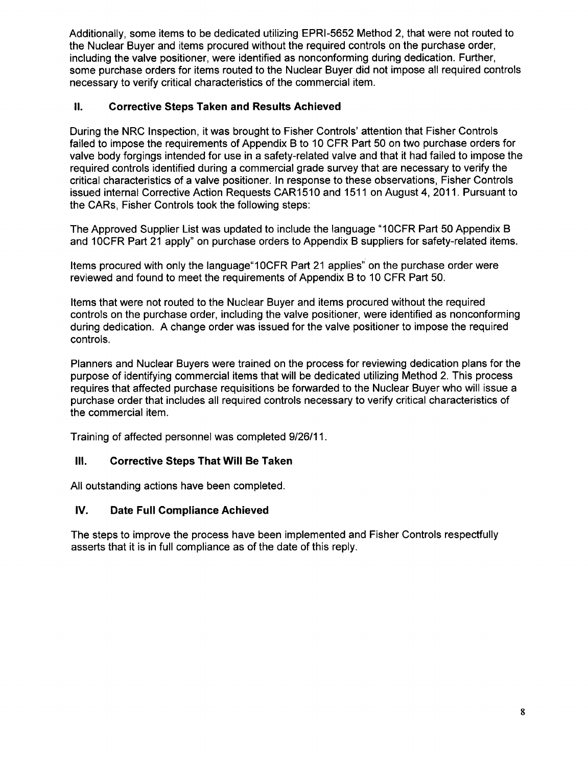Additionally, some items to be dedicated utilizing EPRI-5652 Method 2, that were not routed to the Nuclear Buyer and items procured without the required controls on the purchase order, including the valve positioner, were identified as nonconforming during dedication. Further, some purchase orders for items routed to the Nuclear Buyer did not impose all required controls necessary to verify critical characteristics of the commercial item.

## II. Corrective Steps Taken and Results Achieved

During the NRC Inspection, it was brought to Fisher Controls' attention that Fisher Controls failed to impose the requirements of Appendix B to 10 CFR Part 50 on two purchase orders for valve body forgings intended for use in a safety-related valve and that it had failed to impose the required controls identified during a commercial grade survey that are necessary to verify the critical characteristics of a valve positioner. In response to these observations, Fisher Controls issued internal Corrective Action Requests CAR1510 and 1511 on August 4, 2011. Pursuant to the CARs, Fisher Controls took the following steps:

The Approved Supplier List was updated to include the language "10CFR Part 50 Appendix B and 10CFR Part 21 apply" on purchase orders to Appendix B suppliers for safety-related items.

Items procured with only the language"10CFR Part 21 applies" on the purchase order were reviewed and found to meet the requirements of Appendix B to 10 CFR Part 50.

Items that were not routed to the Nuclear Buyer and items procured without the required controls on the purchase order, including the valve positioner, were identified as nonconforming during dedication. A change order was issued for the valve positioner to impose the required controls.

Planners and Nuclear Buyers were trained on the process for reviewing dedication plans for the purpose of identifying commercial items that will be dedicated utilizing Method 2. This process requires that affected purchase requisitions be forwarded to the Nuclear Buyer who will issue a purchase order that includes all required controls necessary to verify critical characteristics of the commercial item.

Training of affected personnel was completed 9/26/11.

## III. Corrective Steps That Will Be Taken

All outstanding actions have been completed.

## IV. Date Full Compliance Achieved

The steps to improve the process have been implemented and Fisher Controls respectfully asserts that it is in full compliance as of the date of this reply.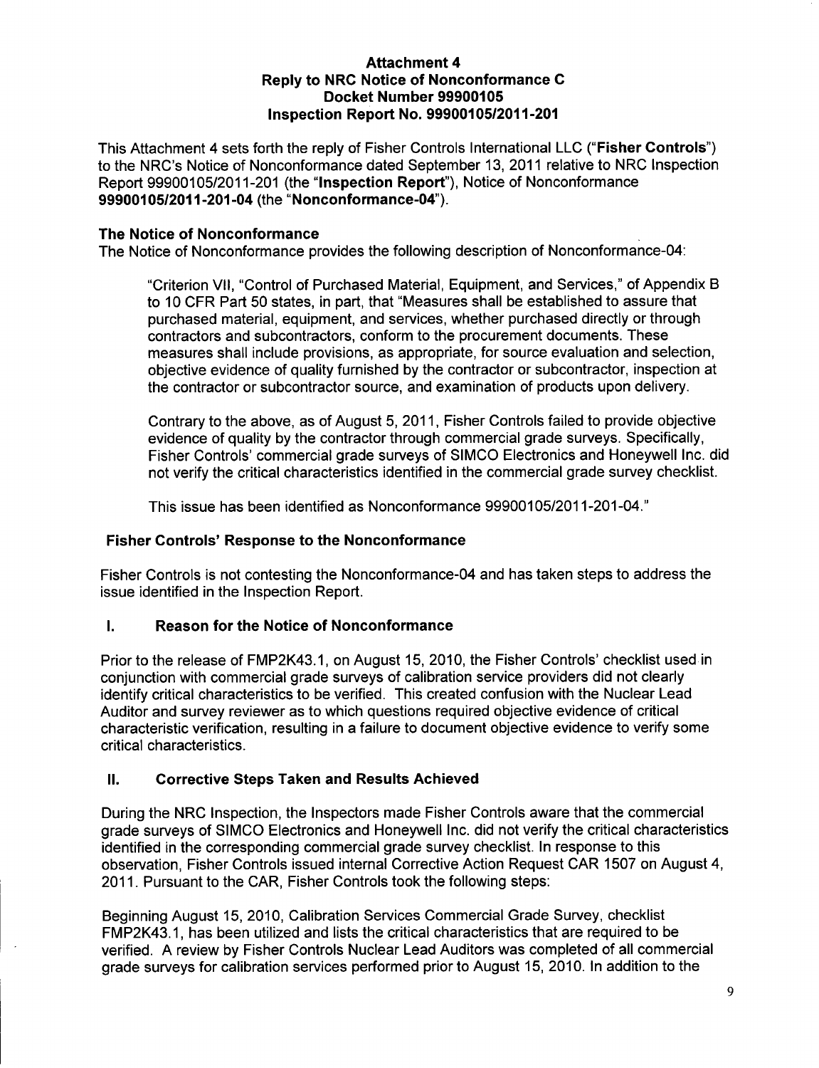# Attachment 4
## Reply to NRC Notice of Nonconformance C
## Docket Number 99900105
## Inspection Report No. 99900105/2011-201

This Attachment 4 sets forth the reply of Fisher Controls International LLC ("**Fisher Controls**") to the NRC's Notice of Nonconformance dated September 13, 2011 relative to NRC Inspection Report 99900105/2011-201 (the "**Inspection Report**"), Notice of Nonconformance **99900105/2011-201-04** (the "**Nonconformance-04**").

### The Notice of Nonconformance

The Notice of Nonconformance provides the following description of Nonconformance-04:

> "Criterion VII, "Control of Purchased Material, Equipment, and Services," of Appendix B to 10 CFR Part 50 states, in part, that "Measures shall be established to assure that purchased material, equipment, and services, whether purchased directly or through contractors and subcontractors, conform to the procurement documents. These measures shall include provisions, as appropriate, for source evaluation and selection, objective evidence of quality furnished by the contractor or subcontractor, inspection at the contractor or subcontractor source, and examination of products upon delivery.
>
> Contrary to the above, as of August 5, 2011, Fisher Controls failed to provide objective evidence of quality by the contractor through commercial grade surveys. Specifically, Fisher Controls' commercial grade surveys of SIMCO Electronics and Honeywell Inc. did not verify the critical characteristics identified in the commercial grade survey checklist.
>
> This issue has been identified as Nonconformance 99900105/2011-201-04."

### Fisher Controls' Response to the Nonconformance

Fisher Controls is not contesting the Nonconformance-04 and has taken steps to address the issue identified in the Inspection Report.

### I. Reason for the Notice of Nonconformance

Prior to the release of FMP2K43.1, on August 15, 2010, the Fisher Controls' checklist used in conjunction with commercial grade surveys of calibration service providers did not clearly identify critical characteristics to be verified. This created confusion with the Nuclear Lead Auditor and survey reviewer as to which questions required objective evidence of critical characteristic verification, resulting in a failure to document objective evidence to verify some critical characteristics.

### II. Corrective Steps Taken and Results Achieved

During the NRC Inspection, the Inspectors made Fisher Controls aware that the commercial grade surveys of SIMCO Electronics and Honeywell Inc. did not verify the critical characteristics identified in the corresponding commercial grade survey checklist. In response to this observation, Fisher Controls issued internal Corrective Action Request CAR 1507 on August 4, 2011. Pursuant to the CAR, Fisher Controls took the following steps:

Beginning August 15, 2010, Calibration Services Commercial Grade Survey, checklist FMP2K43.1, has been utilized and lists the critical characteristics that are required to be verified. A review by Fisher Controls Nuclear Lead Auditors was completed of all commercial grade surveys for calibration services performed prior to August 15, 2010. In addition to the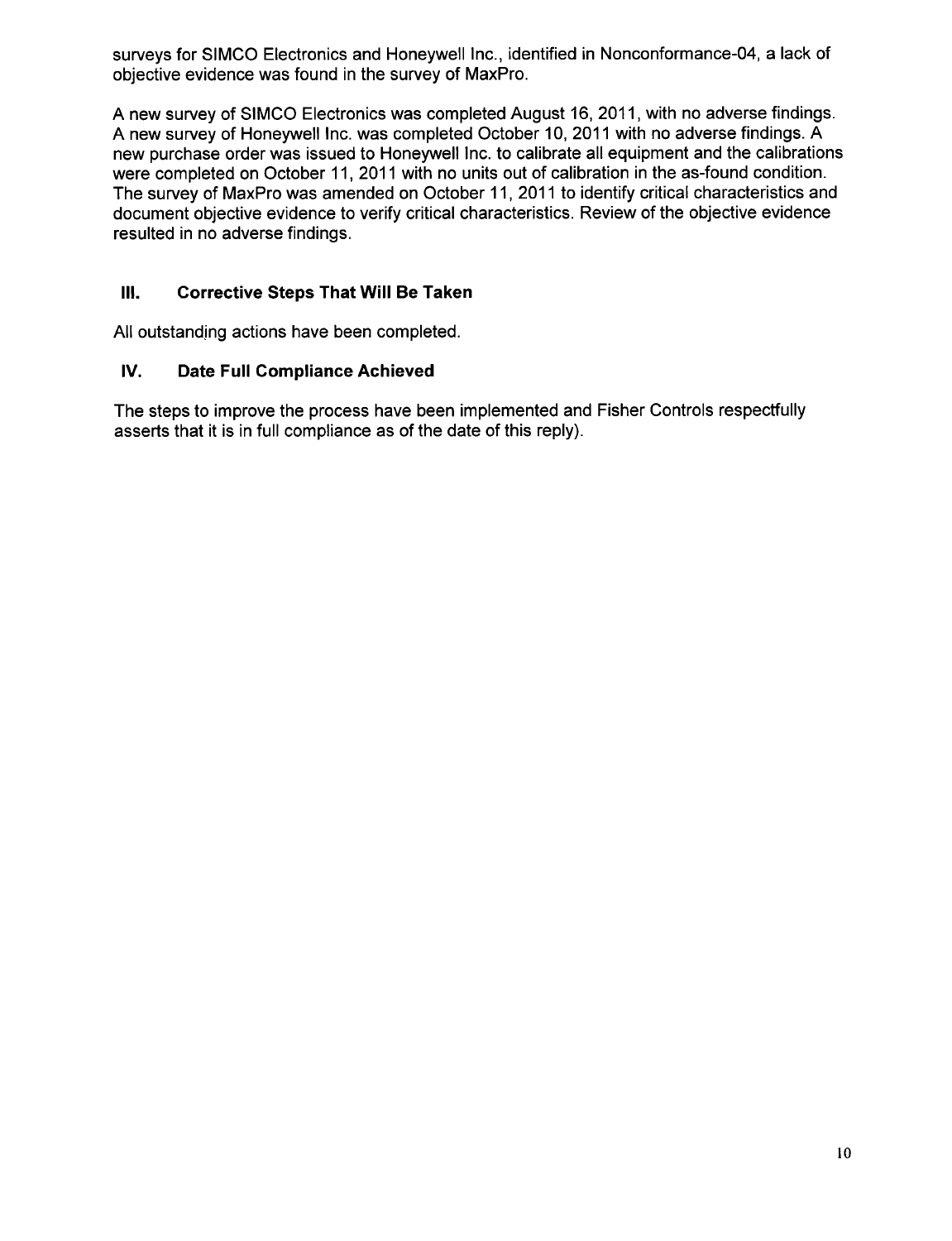surveys for SIMCO Electronics and Honeywell Inc., identified in Nonconformance-04, a lack of objective evidence was found in the survey of MaxPro.

A new survey of SIMCO Electronics was completed August 16, 2011, with no adverse findings. A new survey of Honeywell Inc. was completed October 10, 2011 with no adverse findings. A new purchase order was issued to Honeywell Inc. to calibrate all equipment and the calibrations were completed on October 11, 2011 with no units out of calibration in the as-found condition. The survey of MaxPro was amended on October 11, 2011 to identify critical characteristics and document objective evidence to verify critical characteristics. Review of the objective evidence resulted in no adverse findings.

## III. Corrective Steps That Will Be Taken

All outstanding actions have been completed.

## IV. Date Full Compliance Achieved

The steps to improve the process have been implemented and Fisher Controls respectfully asserts that it is in full compliance as of the date of this reply).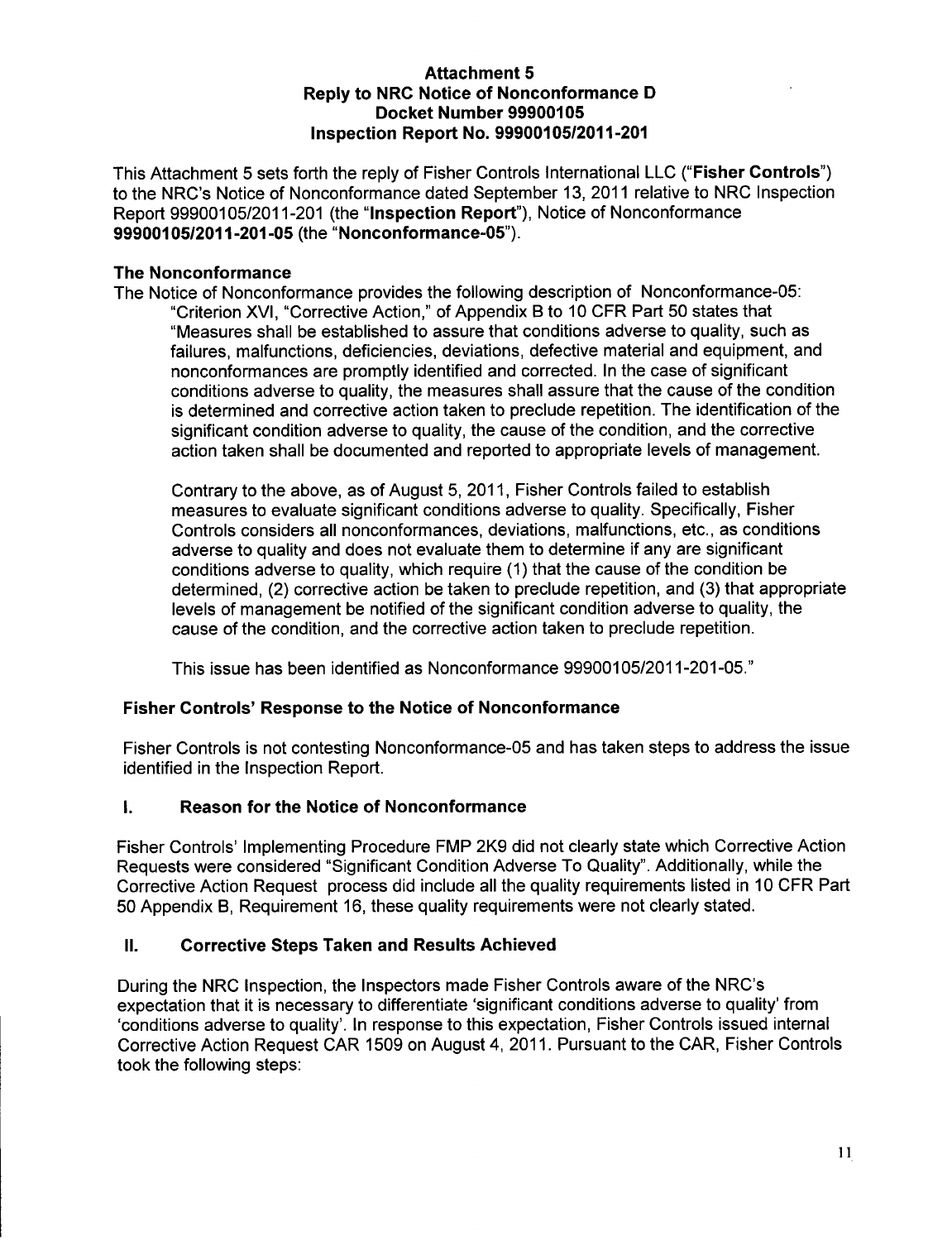**Attachment 5**
**Reply to NRC Notice of Nonconformance D**
**Docket Number 99900105**
**Inspection Report No. 99900105/2011-201**

This Attachment 5 sets forth the reply of Fisher Controls International LLC ("**Fisher Controls**") to the NRC's Notice of Nonconformance dated September 13, 2011 relative to NRC Inspection Report 99900105/2011-201 (the "**Inspection Report**"), Notice of Nonconformance **99900105/2011-201-05** (the "**Nonconformance-05**").

**The Nonconformance**

The Notice of Nonconformance provides the following description of Nonconformance-05:

> "Criterion XVI, "Corrective Action," of Appendix B to 10 CFR Part 50 states that "Measures shall be established to assure that conditions adverse to quality, such as failures, malfunctions, deficiencies, deviations, defective material and equipment, and nonconformances are promptly identified and corrected. In the case of significant conditions adverse to quality, the measures shall assure that the cause of the condition is determined and corrective action taken to preclude repetition. The identification of the significant condition adverse to quality, the cause of the condition, and the corrective action taken shall be documented and reported to appropriate levels of management.
>
> Contrary to the above, as of August 5, 2011, Fisher Controls failed to establish measures to evaluate significant conditions adverse to quality. Specifically, Fisher Controls considers all nonconformances, deviations, malfunctions, etc., as conditions adverse to quality and does not evaluate them to determine if any are significant conditions adverse to quality, which require (1) that the cause of the condition be determined, (2) corrective action be taken to preclude repetition, and (3) that appropriate levels of management be notified of the significant condition adverse to quality, the cause of the condition, and the corrective action taken to preclude repetition.
>
> This issue has been identified as Nonconformance 99900105/2011-201-05."

**Fisher Controls' Response to the Notice of Nonconformance**

Fisher Controls is not contesting Nonconformance-05 and has taken steps to address the issue identified in the Inspection Report.

**I. Reason for the Notice of Nonconformance**

Fisher Controls' Implementing Procedure FMP 2K9 did not clearly state which Corrective Action Requests were considered "Significant Condition Adverse To Quality". Additionally, while the Corrective Action Request process did include all the quality requirements listed in 10 CFR Part 50 Appendix B, Requirement 16, these quality requirements were not clearly stated.

**II. Corrective Steps Taken and Results Achieved**

During the NRC Inspection, the Inspectors made Fisher Controls aware of the NRC's expectation that it is necessary to differentiate 'significant conditions adverse to quality' from 'conditions adverse to quality'. In response to this expectation, Fisher Controls issued internal Corrective Action Request CAR 1509 on August 4, 2011. Pursuant to the CAR, Fisher Controls took the following steps: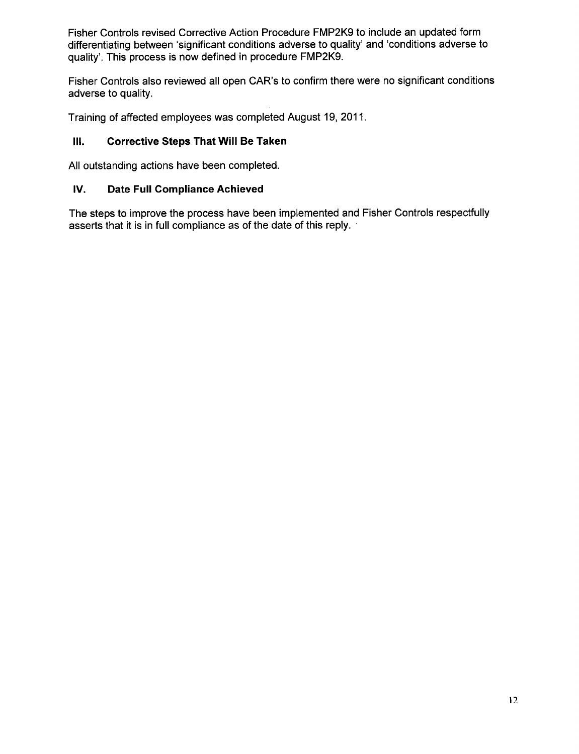Fisher Controls revised Corrective Action Procedure FMP2K9 to include an updated form differentiating between 'significant conditions adverse to quality' and 'conditions adverse to quality'. This process is now defined in procedure FMP2K9.

Fisher Controls also reviewed all open CAR's to confirm there were no significant conditions adverse to quality.

Training of affected employees was completed August 19, 2011.

### III. Corrective Steps That Will Be Taken

All outstanding actions have been completed.

### IV. Date Full Compliance Achieved

The steps to improve the process have been implemented and Fisher Controls respectfully asserts that it is in full compliance as of the date of this reply.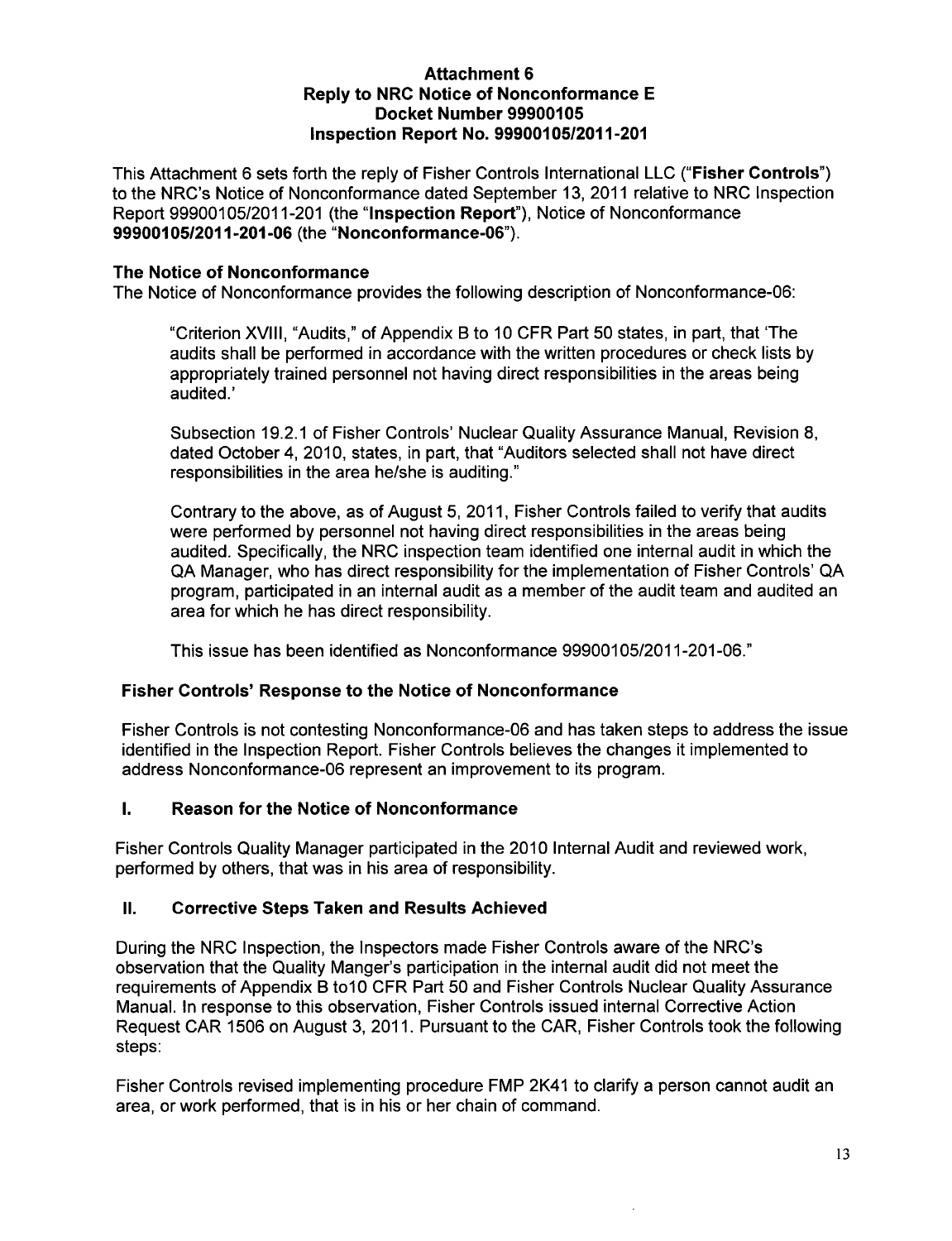**Attachment 6**
**Reply to NRC Notice of Nonconformance E**
**Docket Number 99900105**
**Inspection Report No. 99900105/2011-201**

This Attachment 6 sets forth the reply of Fisher Controls International LLC ("**Fisher Controls**") to the NRC's Notice of Nonconformance dated September 13, 2011 relative to NRC Inspection Report 99900105/2011-201 (the "**Inspection Report**"), Notice of Nonconformance **99900105/2011-201-06** (the "**Nonconformance-06**").

## The Notice of Nonconformance

The Notice of Nonconformance provides the following description of Nonconformance-06:

> "Criterion XVIII, "Audits," of Appendix B to 10 CFR Part 50 states, in part, that 'The audits shall be performed in accordance with the written procedures or check lists by appropriately trained personnel not having direct responsibilities in the areas being audited.'
>
> Subsection 19.2.1 of Fisher Controls' Nuclear Quality Assurance Manual, Revision 8, dated October 4, 2010, states, in part, that "Auditors selected shall not have direct responsibilities in the area he/she is auditing."
>
> Contrary to the above, as of August 5, 2011, Fisher Controls failed to verify that audits were performed by personnel not having direct responsibilities in the areas being audited. Specifically, the NRC inspection team identified one internal audit in which the QA Manager, who has direct responsibility for the implementation of Fisher Controls' QA program, participated in an internal audit as a member of the audit team and audited an area for which he has direct responsibility.
>
> This issue has been identified as Nonconformance 99900105/2011-201-06."

## Fisher Controls' Response to the Notice of Nonconformance

Fisher Controls is not contesting Nonconformance-06 and has taken steps to address the issue identified in the Inspection Report. Fisher Controls believes the changes it implemented to address Nonconformance-06 represent an improvement to its program.

### I. Reason for the Notice of Nonconformance

Fisher Controls Quality Manager participated in the 2010 Internal Audit and reviewed work, performed by others, that was in his area of responsibility.

### II. Corrective Steps Taken and Results Achieved

During the NRC Inspection, the Inspectors made Fisher Controls aware of the NRC's observation that the Quality Manger's participation in the internal audit did not meet the requirements of Appendix B to10 CFR Part 50 and Fisher Controls Nuclear Quality Assurance Manual. In response to this observation, Fisher Controls issued internal Corrective Action Request CAR 1506 on August 3, 2011. Pursuant to the CAR, Fisher Controls took the following steps:

Fisher Controls revised implementing procedure FMP 2K41 to clarify a person cannot audit an area, or work performed, that is in his or her chain of command.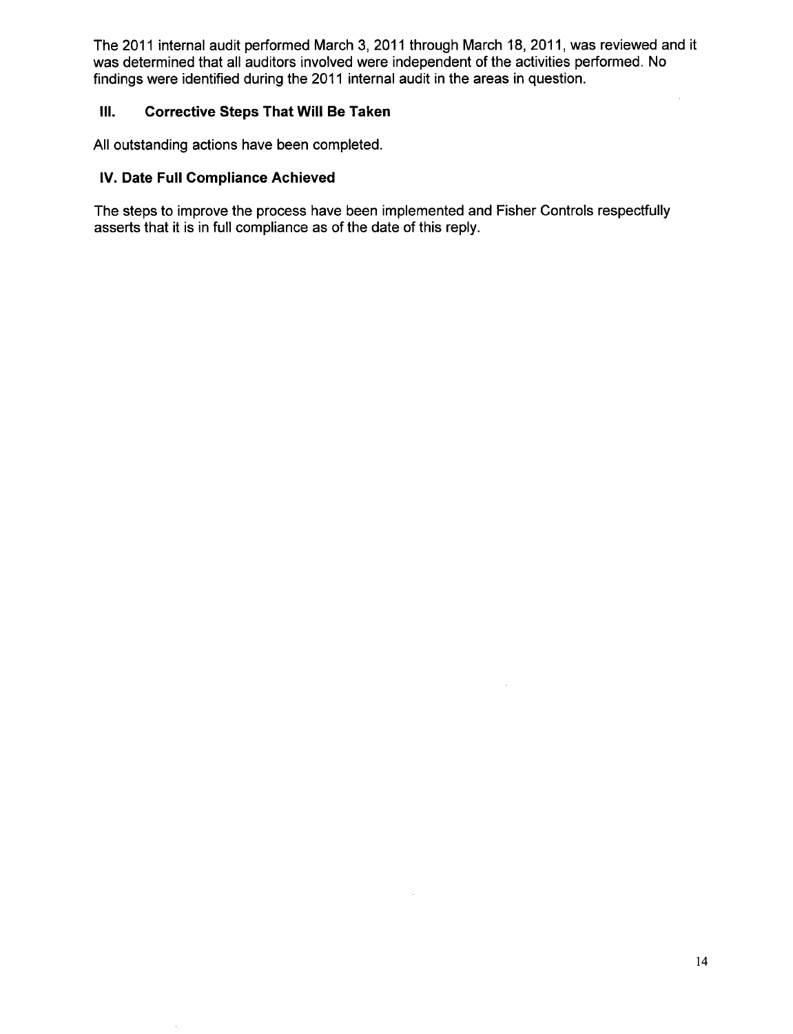The 2011 internal audit performed March 3, 2011 through March 18, 2011, was reviewed and it was determined that all auditors involved were independent of the activities performed. No findings were identified during the 2011 internal audit in the areas in question.

## III. Corrective Steps That Will Be Taken

All outstanding actions have been completed.

## IV. Date Full Compliance Achieved

The steps to improve the process have been implemented and Fisher Controls respectfully asserts that it is in full compliance as of the date of this reply.